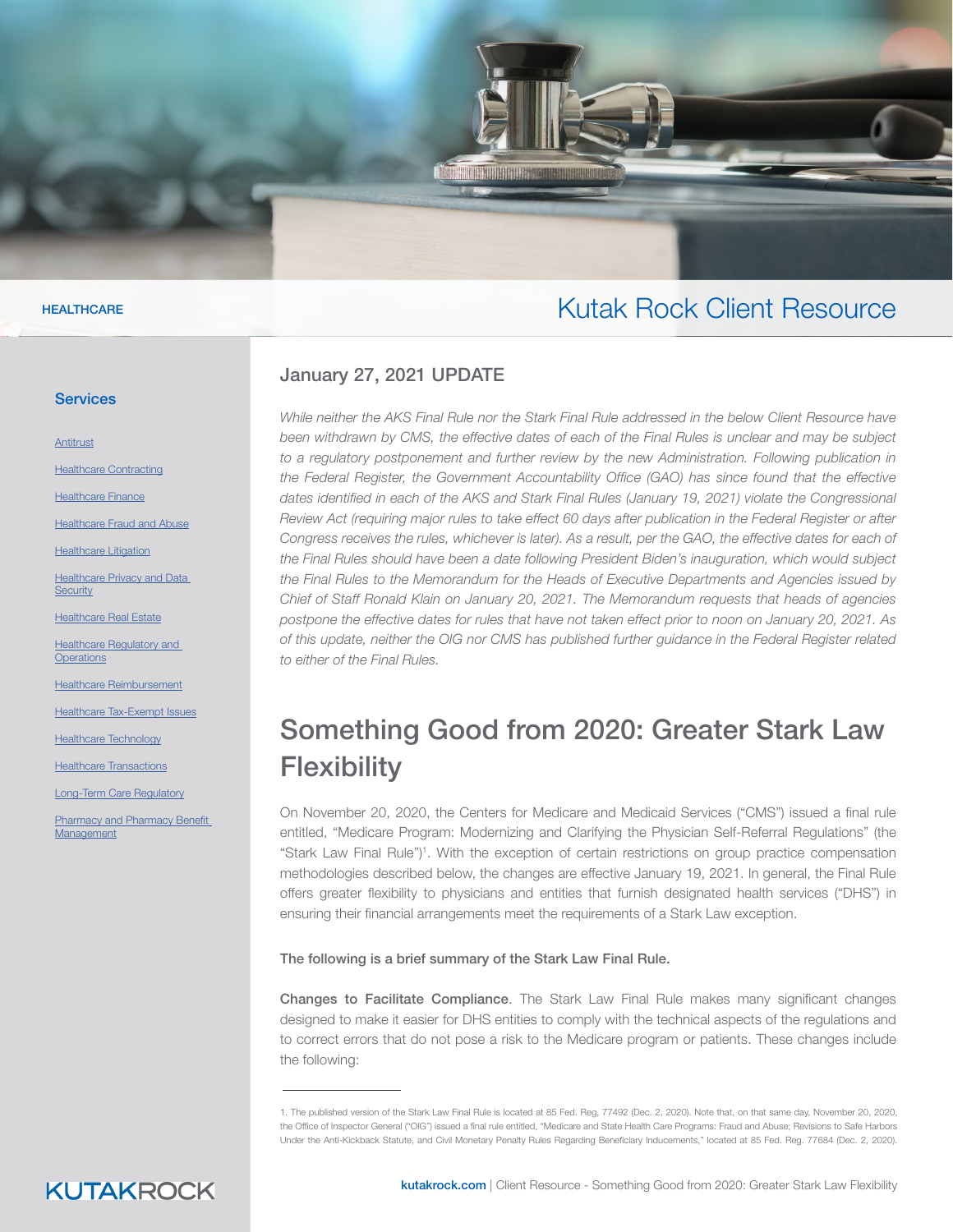HEALTHCARE

# Kutak Rock Client Resource

## Services

- Antitrust
- Healthcare Contracting
- Healthcare Finance
- Healthcare Fraud and Abuse
- Healthcare Litigation
- Healthcare Privacy and Data Security
- Healthcare Real Estate
- Healthcare Regulatory and Operations
- Healthcare Reimbursement
- Healthcare Tax-Exempt Issues
- Healthcare Technology
- Healthcare Transactions
- Long-Term Care Regulatory
- Pharmacy and Pharmacy Benefit Management

## January 27, 2021 UPDATE

*While neither the AKS Final Rule nor the Stark Final Rule addressed in the below Client Resource have been withdrawn by CMS, the effective dates of each of the Final Rules is unclear and may be subject to a regulatory postponement and further review by the new Administration. Following publication in the Federal Register, the Government Accountability Office (GAO) has since found that the effective dates identified in each of the AKS and Stark Final Rules (January 19, 2021) violate the Congressional Review Act (requiring major rules to take effect 60 days after publication in the Federal Register or after Congress receives the rules, whichever is later). As a result, per the GAO, the effective dates for each of the Final Rules should have been a date following President Biden's inauguration, which would subject the Final Rules to the Memorandum for the Heads of Executive Departments and Agencies issued by Chief of Staff Ronald Klain on January 20, 2021. The Memorandum requests that heads of agencies postpone the effective dates for rules that have not taken effect prior to noon on January 20, 2021. As of this update, neither the OIG nor CMS has published further guidance in the Federal Register related to either of the Final Rules.*

# Something Good from 2020: Greater Stark Law Flexibility

On November 20, 2020, the Centers for Medicare and Medicaid Services ("CMS") issued a final rule entitled, "Medicare Program: Modernizing and Clarifying the Physician Self-Referral Regulations" (the "Stark Law Final Rule")[1]. With the exception of certain restrictions on group practice compensation methodologies described below, the changes are effective January 19, 2021. In general, the Final Rule offers greater flexibility to physicians and entities that furnish designated health services ("DHS") in ensuring their financial arrangements meet the requirements of a Stark Law exception.

**The following is a brief summary of the Stark Law Final Rule.**

**Changes to Facilitate Compliance**. The Stark Law Final Rule makes many significant changes designed to make it easier for DHS entities to comply with the technical aspects of the regulations and to correct errors that do not pose a risk to the Medicare program or patients. These changes include the following:

1. The published version of the Stark Law Final Rule is located at 85 Fed. Reg. 77492 (Dec. 2, 2020). Note that, on that same day, November 20, 2020, the Office of Inspector General ("OIG") issued a final rule entitled, "Medicare and State Health Care Programs: Fraud and Abuse; Revisions to Safe Harbors Under the Anti-Kickback Statute, and Civil Monetary Penalty Rules Regarding Beneficiary Inducements," located at 85 Fed. Reg. 77684 (Dec. 2, 2020).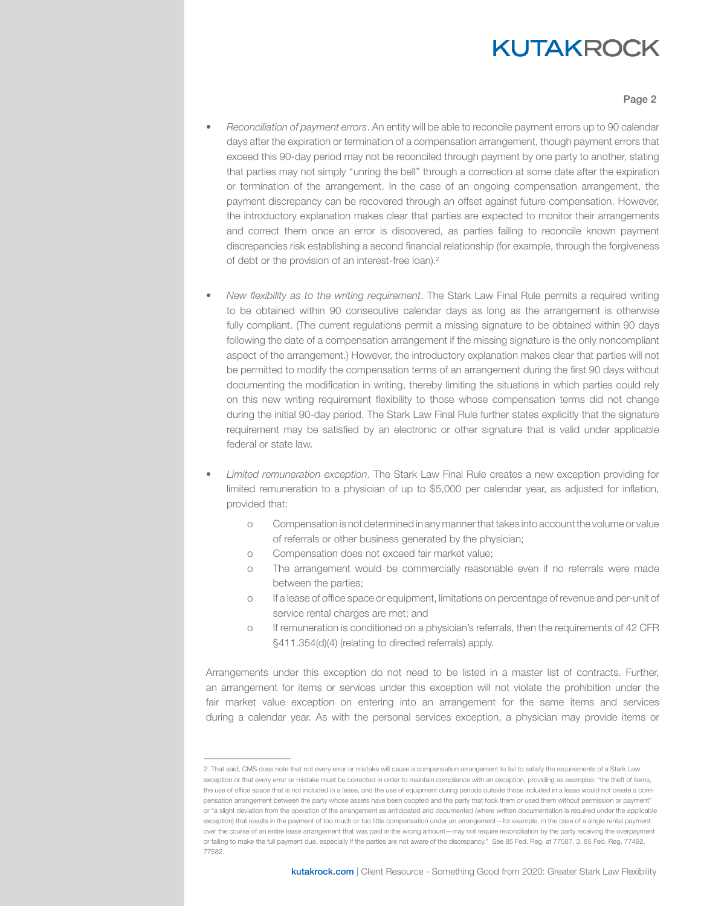- *Reconciliation of payment errors*. An entity will be able to reconcile payment errors up to 90 calendar days after the expiration or termination of a compensation arrangement, though payment errors that exceed this 90-day period may not be reconciled through payment by one party to another, stating that parties may not simply "unring the bell" through a correction at some date after the expiration or termination of the arrangement. In the case of an ongoing compensation arrangement, the payment discrepancy can be recovered through an offset against future compensation. However, the introductory explanation makes clear that parties are expected to monitor their arrangements and correct them once an error is discovered, as parties failing to reconcile known payment discrepancies risk establishing a second financial relationship (for example, through the forgiveness of debt or the provision of an interest-free loan).[2]

- *New flexibility as to the writing requirement*. The Stark Law Final Rule permits a required writing to be obtained within 90 consecutive calendar days as long as the arrangement is otherwise fully compliant. (The current regulations permit a missing signature to be obtained within 90 days following the date of a compensation arrangement if the missing signature is the only noncompliant aspect of the arrangement.) However, the introductory explanation makes clear that parties will not be permitted to modify the compensation terms of an arrangement during the first 90 days without documenting the modification in writing, thereby limiting the situations in which parties could rely on this new writing requirement flexibility to those whose compensation terms did not change during the initial 90-day period. The Stark Law Final Rule further states explicitly that the signature requirement may be satisfied by an electronic or other signature that is valid under applicable federal or state law.

- *Limited remuneration exception*. The Stark Law Final Rule creates a new exception providing for limited remuneration to a physician of up to $5,000 per calendar year, as adjusted for inflation, provided that:
    - Compensation is not determined in any manner that takes into account the volume or value of referrals or other business generated by the physician;
    - Compensation does not exceed fair market value;
    - The arrangement would be commercially reasonable even if no referrals were made between the parties;
    - If a lease of office space or equipment, limitations on percentage of revenue and per-unit of service rental charges are met; and
    - If remuneration is conditioned on a physician's referrals, then the requirements of 42 CFR §411.354(d)(4) (relating to directed referrals) apply.

Arrangements under this exception do not need to be listed in a master list of contracts. Further, an arrangement for items or services under this exception will not violate the prohibition under the fair market value exception on entering into an arrangement for the same items and services during a calendar year. As with the personal services exception, a physician may provide items or

---

2. That said, CMS does note that not every error or mistake will cause a compensation arrangement to fail to satisfy the requirements of a Stark Law exception or that every error or mistake must be corrected in order to maintain compliance with an exception, providing as examples: "the theft of items, the use of office space that is not included in a lease, and the use of equipment during periods outside those included in a lease would not create a compensation arrangement between the party whose assets have been coopted and the party that took them or used them without permission or payment" or "a slight deviation from the operation of the arrangement as anticipated and documented (where written documentation is required under the applicable exception) that results in the payment of too much or too little compensation under an arrangement—for example, in the case of a single rental payment over the course of an entire lease arrangement that was paid in the wrong amount—may not require reconciliation by the party receiving the overpayment or failing to make the full payment due, especially if the parties are not aware of the discrepancy." See 85 Fed. Reg. at 77587. 3. 85 Fed. Reg, 77492, 77582.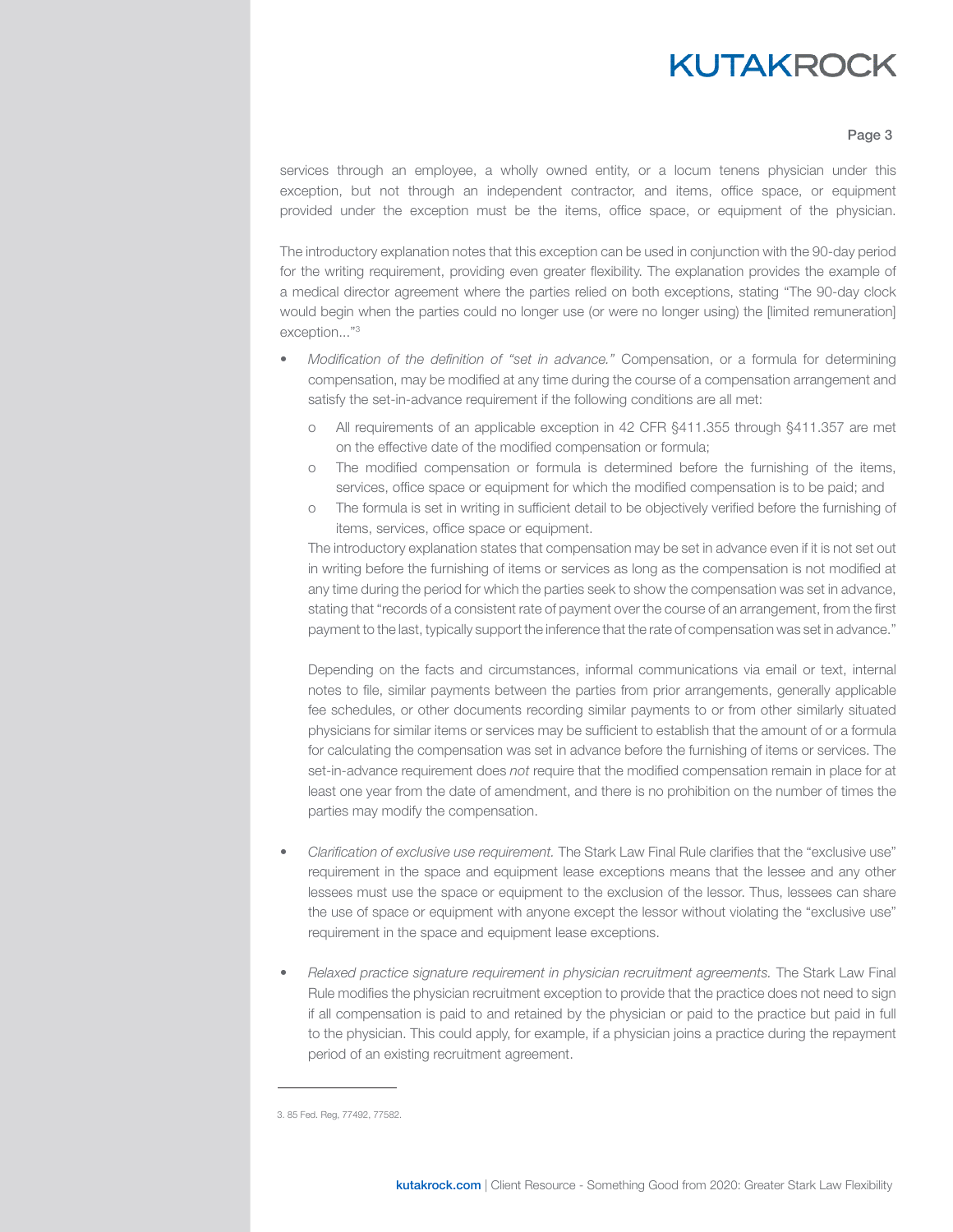services through an employee, a wholly owned entity, or a locum tenens physician under this exception, but not through an independent contractor, and items, office space, or equipment provided under the exception must be the items, office space, or equipment of the physician.

The introductory explanation notes that this exception can be used in conjunction with the 90-day period for the writing requirement, providing even greater flexibility. The explanation provides the example of a medical director agreement where the parties relied on both exceptions, stating "The 90-day clock would begin when the parties could no longer use (or were no longer using) the [limited remuneration] exception..."[3]

- *Modification of the definition of "set in advance."* Compensation, or a formula for determining compensation, may be modified at any time during the course of a compensation arrangement and satisfy the set-in-advance requirement if the following conditions are all met:
  - All requirements of an applicable exception in 42 CFR §411.355 through §411.357 are met on the effective date of the modified compensation or formula;
  - The modified compensation or formula is determined before the furnishing of the items, services, office space or equipment for which the modified compensation is to be paid; and
  - The formula is set in writing in sufficient detail to be objectively verified before the furnishing of items, services, office space or equipment.

  The introductory explanation states that compensation may be set in advance even if it is not set out in writing before the furnishing of items or services as long as the compensation is not modified at any time during the period for which the parties seek to show the compensation was set in advance, stating that "records of a consistent rate of payment over the course of an arrangement, from the first payment to the last, typically support the inference that the rate of compensation was set in advance."

  Depending on the facts and circumstances, informal communications via email or text, internal notes to file, similar payments between the parties from prior arrangements, generally applicable fee schedules, or other documents recording similar payments to or from other similarly situated physicians for similar items or services may be sufficient to establish that the amount of or a formula for calculating the compensation was set in advance before the furnishing of items or services. The set-in-advance requirement does *not* require that the modified compensation remain in place for at least one year from the date of amendment, and there is no prohibition on the number of times the parties may modify the compensation.

- *Clarification of exclusive use requirement.* The Stark Law Final Rule clarifies that the "exclusive use" requirement in the space and equipment lease exceptions means that the lessee and any other lessees must use the space or equipment to the exclusion of the lessor. Thus, lessees can share the use of space or equipment with anyone except the lessor without violating the "exclusive use" requirement in the space and equipment lease exceptions.

- *Relaxed practice signature requirement in physician recruitment agreements.* The Stark Law Final Rule modifies the physician recruitment exception to provide that the practice does not need to sign if all compensation is paid to and retained by the physician or paid to the practice but paid in full to the physician. This could apply, for example, if a physician joins a practice during the repayment period of an existing recruitment agreement.

---

3. 85 Fed. Reg, 77492, 77582.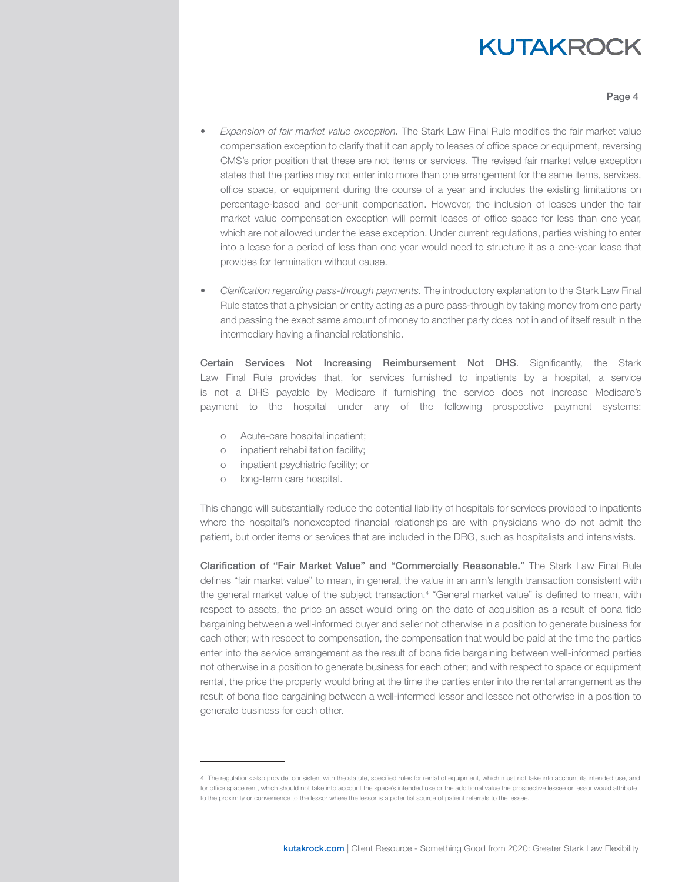- *Expansion of fair market value exception.* The Stark Law Final Rule modifies the fair market value compensation exception to clarify that it can apply to leases of office space or equipment, reversing CMS's prior position that these are not items or services. The revised fair market value exception states that the parties may not enter into more than one arrangement for the same items, services, office space, or equipment during the course of a year and includes the existing limitations on percentage-based and per-unit compensation. However, the inclusion of leases under the fair market value compensation exception will permit leases of office space for less than one year, which are not allowed under the lease exception. Under current regulations, parties wishing to enter into a lease for a period of less than one year would need to structure it as a one-year lease that provides for termination without cause.

- *Clarification regarding pass-through payments.* The introductory explanation to the Stark Law Final Rule states that a physician or entity acting as a pure pass-through by taking money from one party and passing the exact same amount of money to another party does not in and of itself result in the intermediary having a financial relationship.

**Certain Services Not Increasing Reimbursement Not DHS**. Significantly, the Stark Law Final Rule provides that, for services furnished to inpatients by a hospital, a service is not a DHS payable by Medicare if furnishing the service does not increase Medicare's payment to the hospital under any of the following prospective payment systems:

- Acute-care hospital inpatient;
- inpatient rehabilitation facility;
- inpatient psychiatric facility; or
- long-term care hospital.

This change will substantially reduce the potential liability of hospitals for services provided to inpatients where the hospital's nonexcepted financial relationships are with physicians who do not admit the patient, but order items or services that are included in the DRG, such as hospitalists and intensivists.

**Clarification of "Fair Market Value" and "Commercially Reasonable."** The Stark Law Final Rule defines "fair market value" to mean, in general, the value in an arm's length transaction consistent with the general market value of the subject transaction.[4] "General market value" is defined to mean, with respect to assets, the price an asset would bring on the date of acquisition as a result of bona fide bargaining between a well-informed buyer and seller not otherwise in a position to generate business for each other; with respect to compensation, the compensation that would be paid at the time the parties enter into the service arrangement as the result of bona fide bargaining between well-informed parties not otherwise in a position to generate business for each other; and with respect to space or equipment rental, the price the property would bring at the time the parties enter into the rental arrangement as the result of bona fide bargaining between a well-informed lessor and lessee not otherwise in a position to generate business for each other.

---

4. The regulations also provide, consistent with the statute, specified rules for rental of equipment, which must not take into account its intended use, and for office space rent, which should not take into account the space's intended use or the additional value the prospective lessee or lessor would attribute to the proximity or convenience to the lessor where the lessor is a potential source of patient referrals to the lessee.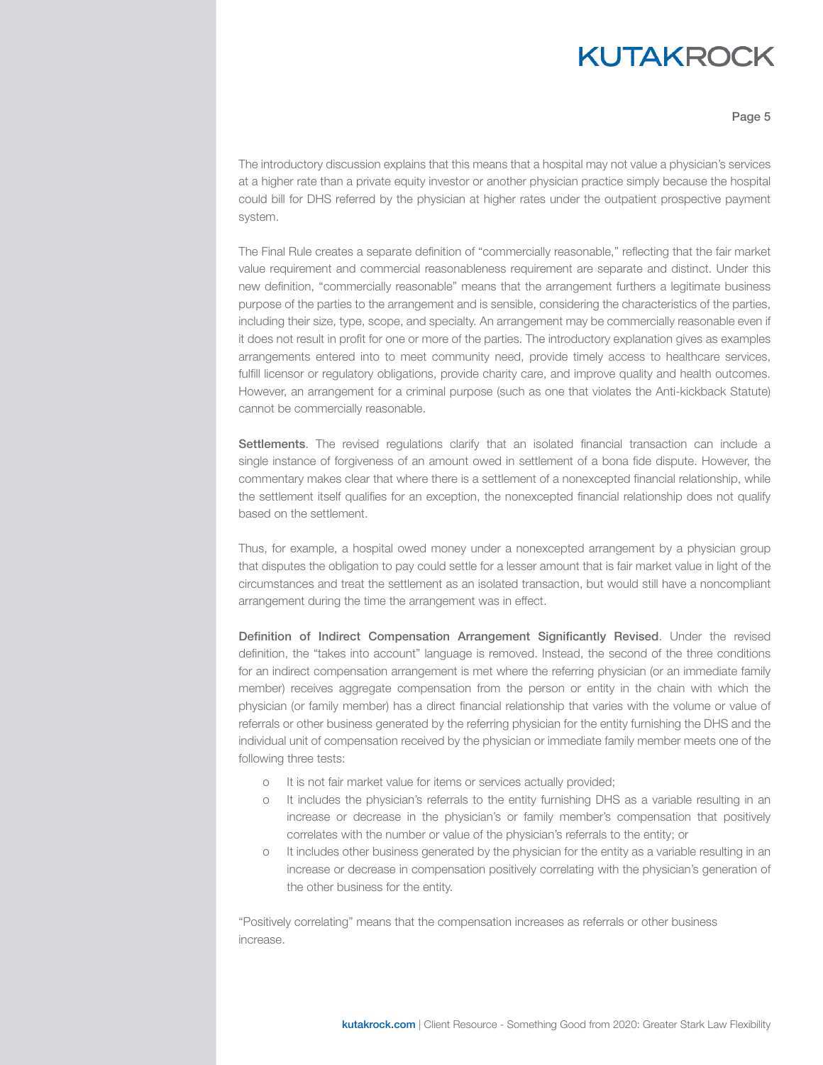The introductory discussion explains that this means that a hospital may not value a physician's services at a higher rate than a private equity investor or another physician practice simply because the hospital could bill for DHS referred by the physician at higher rates under the outpatient prospective payment system.

The Final Rule creates a separate definition of "commercially reasonable," reflecting that the fair market value requirement and commercial reasonableness requirement are separate and distinct. Under this new definition, "commercially reasonable" means that the arrangement furthers a legitimate business purpose of the parties to the arrangement and is sensible, considering the characteristics of the parties, including their size, type, scope, and specialty. An arrangement may be commercially reasonable even if it does not result in profit for one or more of the parties. The introductory explanation gives as examples arrangements entered into to meet community need, provide timely access to healthcare services, fulfill licensor or regulatory obligations, provide charity care, and improve quality and health outcomes. However, an arrangement for a criminal purpose (such as one that violates the Anti-kickback Statute) cannot be commercially reasonable.

**Settlements**. The revised regulations clarify that an isolated financial transaction can include a single instance of forgiveness of an amount owed in settlement of a bona fide dispute. However, the commentary makes clear that where there is a settlement of a nonexcepted financial relationship, while the settlement itself qualifies for an exception, the nonexcepted financial relationship does not qualify based on the settlement.

Thus, for example, a hospital owed money under a nonexcepted arrangement by a physician group that disputes the obligation to pay could settle for a lesser amount that is fair market value in light of the circumstances and treat the settlement as an isolated transaction, but would still have a noncompliant arrangement during the time the arrangement was in effect.

**Definition of Indirect Compensation Arrangement Significantly Revised**. Under the revised definition, the "takes into account" language is removed. Instead, the second of the three conditions for an indirect compensation arrangement is met where the referring physician (or an immediate family member) receives aggregate compensation from the person or entity in the chain with which the physician (or family member) has a direct financial relationship that varies with the volume or value of referrals or other business generated by the referring physician for the entity furnishing the DHS and the individual unit of compensation received by the physician or immediate family member meets one of the following three tests:

- It is not fair market value for items or services actually provided;
- It includes the physician's referrals to the entity furnishing DHS as a variable resulting in an increase or decrease in the physician's or family member's compensation that positively correlates with the number or value of the physician's referrals to the entity; or
- It includes other business generated by the physician for the entity as a variable resulting in an increase or decrease in compensation positively correlating with the physician's generation of the other business for the entity.

"Positively correlating" means that the compensation increases as referrals or other business increase.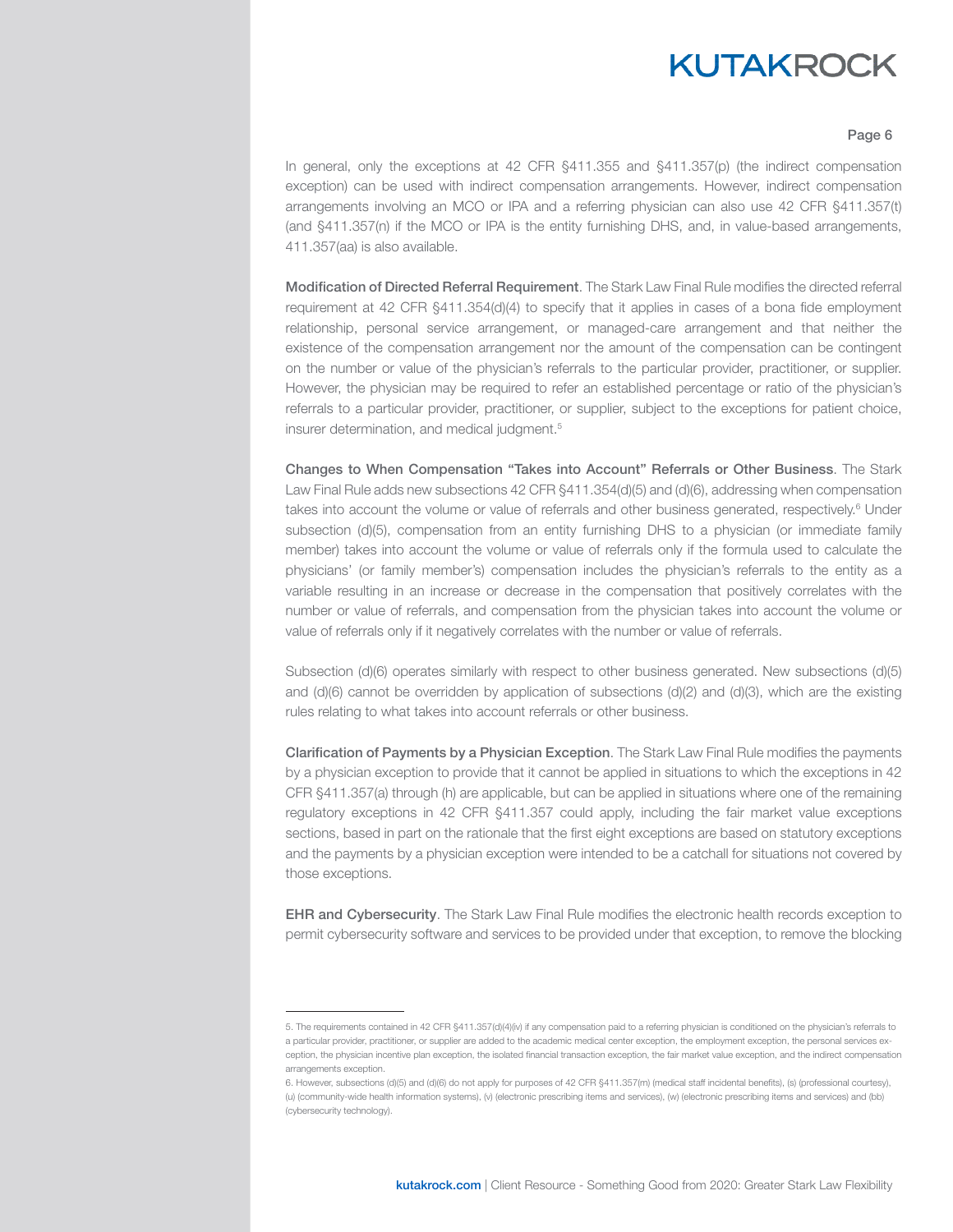In general, only the exceptions at 42 CFR §411.355 and §411.357(p) (the indirect compensation exception) can be used with indirect compensation arrangements. However, indirect compensation arrangements involving an MCO or IPA and a referring physician can also use 42 CFR §411.357(t) (and §411.357(n) if the MCO or IPA is the entity furnishing DHS, and, in value-based arrangements, 411.357(aa) is also available.

**Modification of Directed Referral Requirement**. The Stark Law Final Rule modifies the directed referral requirement at 42 CFR §411.354(d)(4) to specify that it applies in cases of a bona fide employment relationship, personal service arrangement, or managed-care arrangement and that neither the existence of the compensation arrangement nor the amount of the compensation can be contingent on the number or value of the physician's referrals to the particular provider, practitioner, or supplier. However, the physician may be required to refer an established percentage or ratio of the physician's referrals to a particular provider, practitioner, or supplier, subject to the exceptions for patient choice, insurer determination, and medical judgment.[5]

**Changes to When Compensation "Takes into Account" Referrals or Other Business**. The Stark Law Final Rule adds new subsections 42 CFR §411.354(d)(5) and (d)(6), addressing when compensation takes into account the volume or value of referrals and other business generated, respectively.[6] Under subsection (d)(5), compensation from an entity furnishing DHS to a physician (or immediate family member) takes into account the volume or value of referrals only if the formula used to calculate the physicians' (or family member's) compensation includes the physician's referrals to the entity as a variable resulting in an increase or decrease in the compensation that positively correlates with the number or value of referrals, and compensation from the physician takes into account the volume or value of referrals only if it negatively correlates with the number or value of referrals.

Subsection (d)(6) operates similarly with respect to other business generated. New subsections (d)(5) and (d)(6) cannot be overridden by application of subsections (d)(2) and (d)(3), which are the existing rules relating to what takes into account referrals or other business.

**Clarification of Payments by a Physician Exception**. The Stark Law Final Rule modifies the payments by a physician exception to provide that it cannot be applied in situations to which the exceptions in 42 CFR §411.357(a) through (h) are applicable, but can be applied in situations where one of the remaining regulatory exceptions in 42 CFR §411.357 could apply, including the fair market value exceptions sections, based in part on the rationale that the first eight exceptions are based on statutory exceptions and the payments by a physician exception were intended to be a catchall for situations not covered by those exceptions.

**EHR and Cybersecurity**. The Stark Law Final Rule modifies the electronic health records exception to permit cybersecurity software and services to be provided under that exception, to remove the blocking

---

5. The requirements contained in 42 CFR §411.357(d)(4)(iv) if any compensation paid to a referring physician is conditioned on the physician's referrals to a particular provider, practitioner, or supplier are added to the academic medical center exception, the employment exception, the personal services exception, the physician incentive plan exception, the isolated financial transaction exception, the fair market value exception, and the indirect compensation arrangements exception.

6. However, subsections (d)(5) and (d)(6) do not apply for purposes of 42 CFR §411.357(m) (medical staff incidental benefits), (s) (professional courtesy), (u) (community-wide health information systems), (v) (electronic prescribing items and services), (w) (electronic prescribing items and services) and (bb) (cybersecurity technology).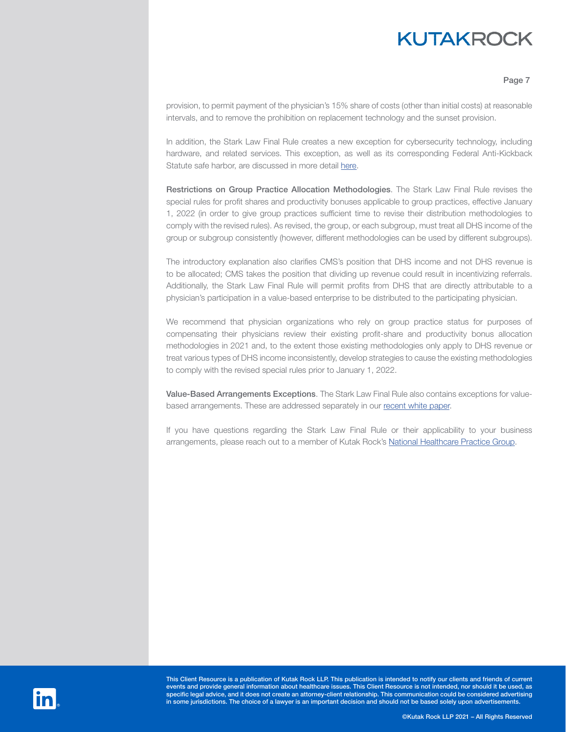provision, to permit payment of the physician's 15% share of costs (other than initial costs) at reasonable intervals, and to remove the prohibition on replacement technology and the sunset provision.

In addition, the Stark Law Final Rule creates a new exception for cybersecurity technology, including hardware, and related services. This exception, as well as its corresponding Federal Anti-Kickback Statute safe harbor, are discussed in more detail here.

**Restrictions on Group Practice Allocation Methodologies**. The Stark Law Final Rule revises the special rules for profit shares and productivity bonuses applicable to group practices, effective January 1, 2022 (in order to give group practices sufficient time to revise their distribution methodologies to comply with the revised rules). As revised, the group, or each subgroup, must treat all DHS income of the group or subgroup consistently (however, different methodologies can be used by different subgroups).

The introductory explanation also clarifies CMS's position that DHS income and not DHS revenue is to be allocated; CMS takes the position that dividing up revenue could result in incentivizing referrals. Additionally, the Stark Law Final Rule will permit profits from DHS that are directly attributable to a physician's participation in a value-based enterprise to be distributed to the participating physician.

We recommend that physician organizations who rely on group practice status for purposes of compensating their physicians review their existing profit-share and productivity bonus allocation methodologies in 2021 and, to the extent those existing methodologies only apply to DHS revenue or treat various types of DHS income inconsistently, develop strategies to cause the existing methodologies to comply with the revised special rules prior to January 1, 2022.

**Value-Based Arrangements Exceptions**. The Stark Law Final Rule also contains exceptions for value-based arrangements. These are addressed separately in our recent white paper.

If you have questions regarding the Stark Law Final Rule or their applicability to your business arrangements, please reach out to a member of Kutak Rock's National Healthcare Practice Group.

This Client Resource is a publication of Kutak Rock LLP. This publication is intended to notify our clients and friends of current events and provide general information about healthcare issues. This Client Resource is not intended, nor should it be used, as specific legal advice, and it does not create an attorney-client relationship. This communication could be considered advertising in some jurisdictions. The choice of a lawyer is an important decision and should not be based solely upon advertisements.

©Kutak Rock LLP 2021 – All Rights Reserved